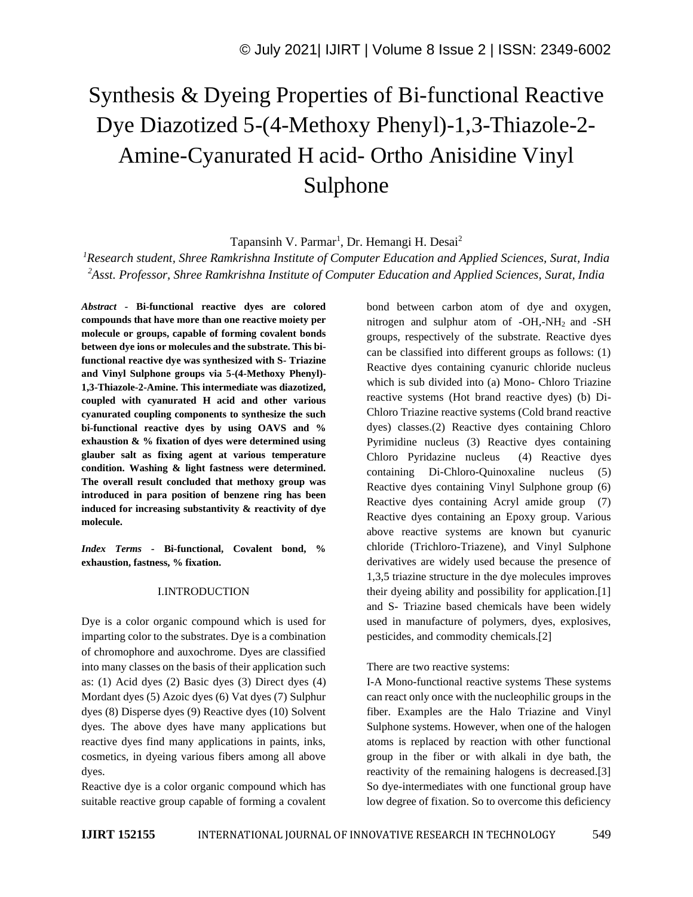# Synthesis & Dyeing Properties of Bi-functional Reactive Dye Diazotized 5-(4-Methoxy Phenyl)-1,3-Thiazole-2-Amine-Cyanurated H acid- Ortho Anisidine Vinyl Sulphone

Tapansinh V. Parmar[1], Dr. Hemangi H. Desai[2]

[1]*Research student, Shree Ramkrishna Institute of Computer Education and Applied Sciences, Surat, India*
[2]*Asst. Professor, Shree Ramkrishna Institute of Computer Education and Applied Sciences, Surat, India*

***Abstract* - Bi-functional reactive dyes are colored compounds that have more than one reactive moiety per molecule or groups, capable of forming covalent bonds between dye ions or molecules and the substrate. This bi-functional reactive dye was synthesized with S- Triazine and Vinyl Sulphone groups via 5-(4-Methoxy Phenyl)-1,3-Thiazole-2-Amine. This intermediate was diazotized, coupled with cyanurated H acid and other various cyanurated coupling components to synthesize the such bi-functional reactive dyes by using OAVS and % exhaustion & % fixation of dyes were determined using glauber salt as fixing agent at various temperature condition. Washing & light fastness were determined. The overall result concluded that methoxy group was introduced in para position of benzene ring has been induced for increasing substantivity & reactivity of dye molecule.**

***Index Terms* - Bi-functional, Covalent bond, % exhaustion, fastness, % fixation.**

## I.INTRODUCTION

Dye is a color organic compound which is used for imparting color to the substrates. Dye is a combination of chromophore and auxochrome. Dyes are classified into many classes on the basis of their application such as: (1) Acid dyes (2) Basic dyes (3) Direct dyes (4) Mordant dyes (5) Azoic dyes (6) Vat dyes (7) Sulphur dyes (8) Disperse dyes (9) Reactive dyes (10) Solvent dyes. The above dyes have many applications but reactive dyes find many applications in paints, inks, cosmetics, in dyeing various fibers among all above dyes.

Reactive dye is a color organic compound which has suitable reactive group capable of forming a covalent bond between carbon atom of dye and oxygen, nitrogen and sulphur atom of -OH,-$NH_2$ and -SH groups, respectively of the substrate. Reactive dyes can be classified into different groups as follows: (1) Reactive dyes containing cyanuric chloride nucleus which is sub divided into (a) Mono- Chloro Triazine reactive systems (Hot brand reactive dyes) (b) Di-Chloro Triazine reactive systems (Cold brand reactive dyes) classes.(2) Reactive dyes containing Chloro Pyrimidine nucleus (3) Reactive dyes containing Chloro Pyridazine nucleus (4) Reactive dyes containing Di-Chloro-Quinoxaline nucleus (5) Reactive dyes containing Vinyl Sulphone group (6) Reactive dyes containing Acryl amide group (7) Reactive dyes containing an Epoxy group. Various above reactive systems are known but cyanuric chloride (Trichloro-Triazene), and Vinyl Sulphone derivatives are widely used because the presence of 1,3,5 triazine structure in the dye molecules improves their dyeing ability and possibility for application.[1] and S- Triazine based chemicals have been widely used in manufacture of polymers, dyes, explosives, pesticides, and commodity chemicals.[2]

There are two reactive systems:

I-A Mono-functional reactive systems These systems can react only once with the nucleophilic groups in the fiber. Examples are the Halo Triazine and Vinyl Sulphone systems. However, when one of the halogen atoms is replaced by reaction with other functional group in the fiber or with alkali in dye bath, the reactivity of the remaining halogens is decreased.[3] So dye-intermediates with one functional group have low degree of fixation. So to overcome this deficiency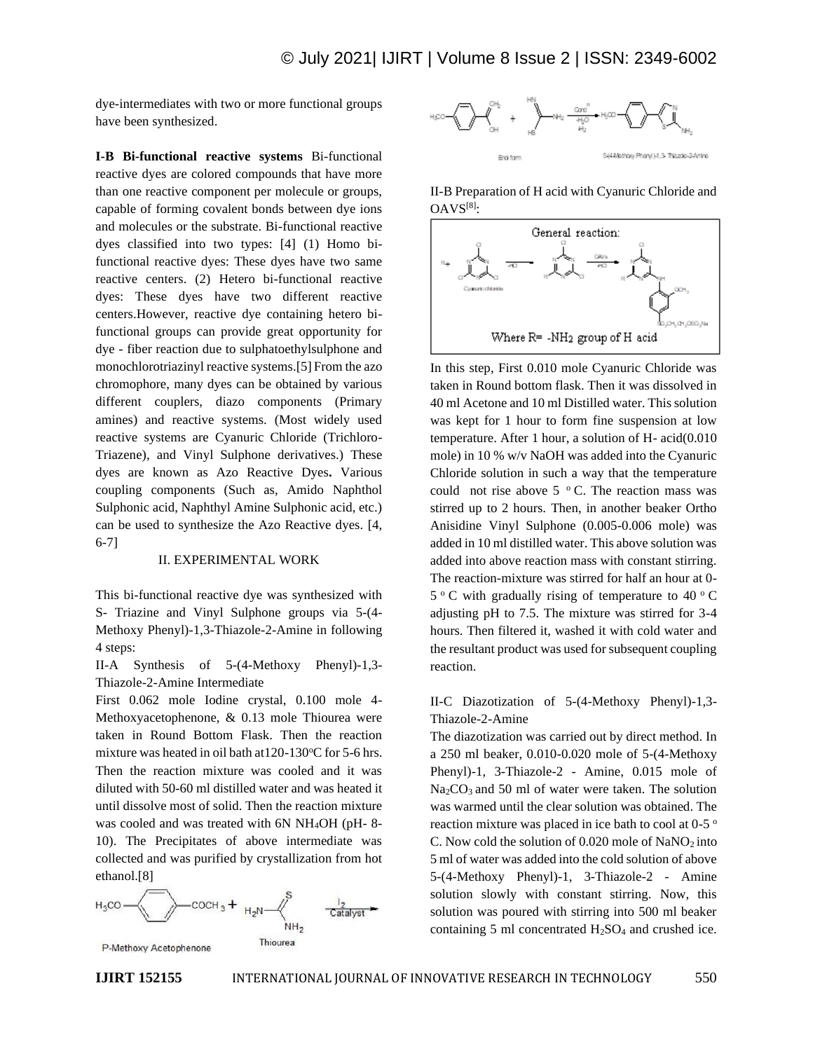dye-intermediates with two or more functional groups have been synthesized.

**I-B Bi-functional reactive systems** Bi-functional reactive dyes are colored compounds that have more than one reactive component per molecule or groups, capable of forming covalent bonds between dye ions and molecules or the substrate. Bi-functional reactive dyes classified into two types: [4] (1) Homo bi-functional reactive dyes: These dyes have two same reactive centers. (2) Hetero bi-functional reactive dyes: These dyes have two different reactive centers.However, reactive dye containing hetero bi-functional groups can provide great opportunity for dye - fiber reaction due to sulphatoethylsulphone and monochlorotriazinyl reactive systems.[5] From the azo chromophore, many dyes can be obtained by various different couplers, diazo components (Primary amines) and reactive systems. (Most widely used reactive systems are Cyanuric Chloride (Trichloro-Triazene), and Vinyl Sulphone derivatives.) These dyes are known as Azo Reactive Dyes**.** Various coupling components (Such as, Amido Naphthol Sulphonic acid, Naphthyl Amine Sulphonic acid, etc.) can be used to synthesize the Azo Reactive dyes. [4, 6-7]

## II. EXPERIMENTAL WORK

This bi-functional reactive dye was synthesized with S- Triazine and Vinyl Sulphone groups via 5-(4-Methoxy Phenyl)-1,3-Thiazole-2-Amine in following 4 steps:

II-A Synthesis of 5-(4-Methoxy Phenyl)-1,3-Thiazole-2-Amine Intermediate

First 0.062 mole Iodine crystal, 0.100 mole 4-Methoxyacetophenone, & 0.13 mole Thiourea were taken in Round Bottom Flask. Then the reaction mixture was heated in oil bath at120-130°C for 5-6 hrs. Then the reaction mixture was cooled and it was diluted with 50-60 ml distilled water and was heated it until dissolve most of solid. Then the reaction mixture was cooled and was treated with 6N $NH_4OH$ (pH- 8-10). The Precipitates of above intermediate was collected and was purified by crystallization from hot ethanol.[8]

$H_3CO$–C6H4–$COCH_3$ + $H_2N$–C(=S)–$NH_2$ $\xrightarrow[\text{Catalyst}]{I_2}$

P-Methoxy Acetophenone Thiourea

Enol form 5-(4-Methoxy Phenyl)-1,3- Thiazole-2-Amine

II-B Preparation of H acid with Cyanuric Chloride and OAVS[8]:

General reaction:

Cyanuric chloride

Where R= -$NH_2$ group of H acid

In this step, First 0.010 mole Cyanuric Chloride was taken in Round bottom flask. Then it was dissolved in 40 ml Acetone and 10 ml Distilled water. This solution was kept for 1 hour to form fine suspension at low temperature. After 1 hour, a solution of H- acid(0.010 mole) in 10 % w/v NaOH was added into the Cyanuric Chloride solution in such a way that the temperature could not rise above 5 °C. The reaction mass was stirred up to 2 hours. Then, in another beaker Ortho Anisidine Vinyl Sulphone (0.005-0.006 mole) was added in 10 ml distilled water. This above solution was added into above reaction mass with constant stirring. The reaction-mixture was stirred for half an hour at 0-5 °C with gradually rising of temperature to 40 °C adjusting pH to 7.5. The mixture was stirred for 3-4 hours. Then filtered it, washed it with cold water and the resultant product was used for subsequent coupling reaction.

II-C Diazotization of 5-(4-Methoxy Phenyl)-1,3-Thiazole-2-Amine

The diazotization was carried out by direct method. In a 250 ml beaker, 0.010-0.020 mole of 5-(4-Methoxy Phenyl)-1, 3-Thiazole-2 - Amine, 0.015 mole of $Na_2CO_3$ and 50 ml of water were taken. The solution was warmed until the clear solution was obtained. The reaction mixture was placed in ice bath to cool at 0-5 °C. Now cold the solution of 0.020 mole of $NaNO_2$ into 5 ml of water was added into the cold solution of above 5-(4-Methoxy Phenyl)-1, 3-Thiazole-2 - Amine solution slowly with constant stirring. Now, this solution was poured with stirring into 500 ml beaker containing 5 ml concentrated $H_2SO_4$ and crushed ice.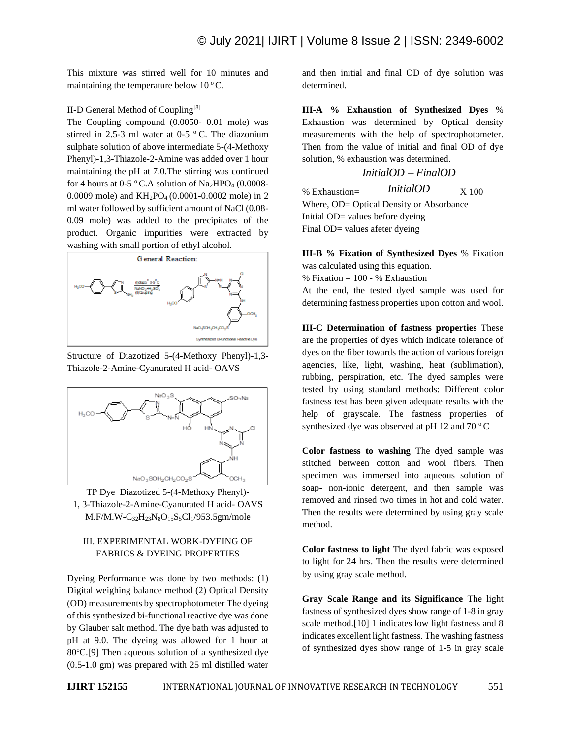This mixture was stirred well for 10 minutes and maintaining the temperature below 10 °C.

II-D General Method of Coupling[8]

The Coupling compound (0.0050- 0.01 mole) was stirred in 2.5-3 ml water at 0-5 °C. The diazonium sulphate solution of above intermediate 5-(4-Methoxy Phenyl)-1,3-Thiazole-2-Amine was added over 1 hour maintaining the pH at 7.0.The stirring was continued for 4 hours at 0-5 °C.A solution of $Na_2HPO_4$ (0.0008-0.0009 mole) and $KH_2PO_4$ (0.0001-0.0002 mole) in 2 ml water followed by sufficient amount of NaCl (0.08-0.09 mole) was added to the precipitates of the product. Organic impurities were extracted by washing with small portion of ethyl alcohol.

Structure of Diazotized 5-(4-Methoxy Phenyl)-1,3-Thiazole-2-Amine-Cyanurated H acid- OAVS

TP Dye Diazotized 5-(4-Methoxy Phenyl)-1, 3-Thiazole-2-Amine-Cyanurated H acid- OAVS

M.F/M.W-$C_{32}H_{23}N_8O_{15}S_5Cl_1$/953.5gm/mole

## III. EXPERIMENTAL WORK-DYEING OF FABRICS & DYEING PROPERTIES

Dyeing Performance was done by two methods: (1) Digital weighing balance method (2) Optical Density (OD) measurements by spectrophotometer The dyeing of this synthesized bi-functional reactive dye was done by Glauber salt method. The dye bath was adjusted to pH at 9.0. The dyeing was allowed for 1 hour at 80ºC.[9] Then aqueous solution of a synthesized dye (0.5-1.0 gm) was prepared with 25 ml distilled water and then initial and final OD of dye solution was determined.

**III-A % Exhaustion of Synthesized Dyes** % Exhaustion was determined by Optical density measurements with the help of spectrophotometer. Then from the value of initial and final OD of dye solution, % exhaustion was determined.

$$\% \text{ Exhaustion} = \frac{InitialOD - FinalOD}{InitialOD} \times 100$$

Where, OD= Optical Density or Absorbance

Initial OD= values before dyeing

Final OD= values afeter dyeing

**III-B % Fixation of Synthesized Dyes** % Fixation was calculated using this equation.

% Fixation = 100 - % Exhaustion

At the end, the tested dyed sample was used for determining fastness properties upon cotton and wool.

**III-C Determination of fastness properties** These are the properties of dyes which indicate tolerance of dyes on the fiber towards the action of various foreign agencies, like, light, washing, heat (sublimation), rubbing, perspiration, etc. The dyed samples were tested by using standard methods: Different color fastness test has been given adequate results with the help of grayscale. The fastness properties of synthesized dye was observed at pH 12 and 70 °C

**Color fastness to washing** The dyed sample was stitched between cotton and wool fibers. Then specimen was immersed into aqueous solution of soap- non-ionic detergent, and then sample was removed and rinsed two times in hot and cold water. Then the results were determined by using gray scale method.

**Color fastness to light** The dyed fabric was exposed to light for 24 hrs. Then the results were determined by using gray scale method.

**Gray Scale Range and its Significance** The light fastness of synthesized dyes show range of 1-8 in gray scale method.[10] 1 indicates low light fastness and 8 indicates excellent light fastness. The washing fastness of synthesized dyes show range of 1-5 in gray scale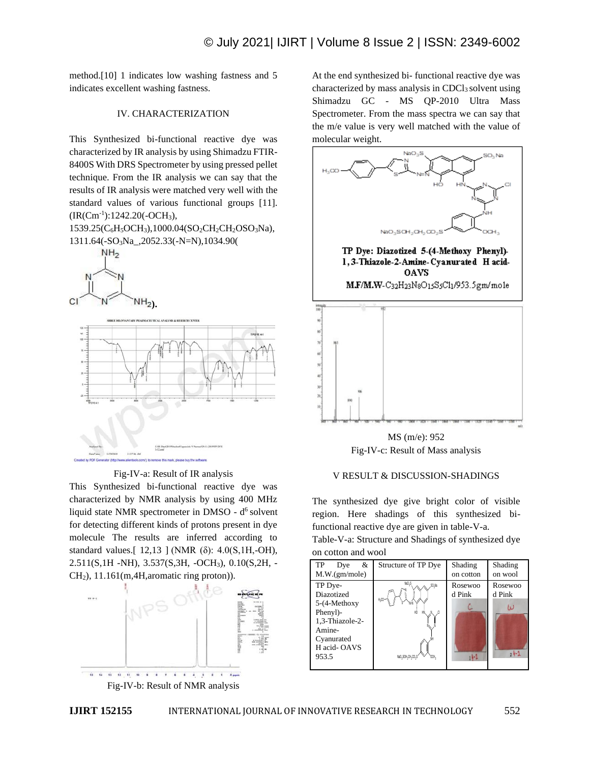method.[10] 1 indicates low washing fastness and 5 indicates excellent washing fastness.

## IV. CHARACTERIZATION

This Synthesized bi-functional reactive dye was characterized by IR analysis by using Shimadzu FTIR-8400S With DRS Spectrometer by using pressed pellet technique. From the IR analysis we can say that the results of IR analysis were matched very well with the standard values of various functional groups [11]. (IR($Cm^{-1}$):1242.20($-OCH_3$), 1539.25($C_6H_5OCH_3$),1000.04($SO_2CH_2CH_2OSO_3Na$), 1311.64($-SO_3Na$_,2052.33(-N=N),1034.90(

Fig-IV-a: Result of IR analysis

This Synthesized bi-functional reactive dye was characterized by NMR analysis by using 400 MHz liquid state NMR spectrometer in DMSO - $d^6$ solvent for detecting different kinds of protons present in dye molecule The results are inferred according to standard values.[ 12,13 ] (NMR (δ): 4.0(S,1H,-OH), 2.511(S,1H -NH), 3.537(S,3H, $-OCH_3$), 0.10(S,2H, $-CH_2$), 11.161(m,4H,aromatic ring proton)).

Fig-IV-b: Result of NMR analysis

At the end synthesized bi- functional reactive dye was characterized by mass analysis in $CDCl_3$ solvent using Shimadzu GC - MS QP-2010 Ultra Mass Spectrometer. From the mass spectra we can say that the m/e value is very well matched with the value of molecular weight.

**TP Dye: Diazotized 5-(4-Methoxy Phenyl)-1,3-Thiazole-2-Amine-Cyanurated H acid-OAVS**

**M.F/M.W**-$C_{32}H_{23}N_8O_{15}S_5Cl_1$/953.5gm/mole

MS (m/e): 952

Fig-IV-c: Result of Mass analysis

## V RESULT & DISCUSSION-SHADINGS

The synthesized dye give bright color of visible region. Here shadings of this synthesized bi-functional reactive dye are given in table-V-a.

Table-V-a: Structure and Shadings of synthesized dye on cotton and wool

| TP Dye & M.W.(gm/mole) | Structure of TP Dye | Shading on cotton | Shading on wool |
|---|---|---|---|
| TP Dye-Diazotized 5-(4-Methoxy Phenyl)-1,3-Thiazole-2-Amine-Cyanurated H acid- OAVS 953.5 | | Rosewood Pink | Rosewood Pink |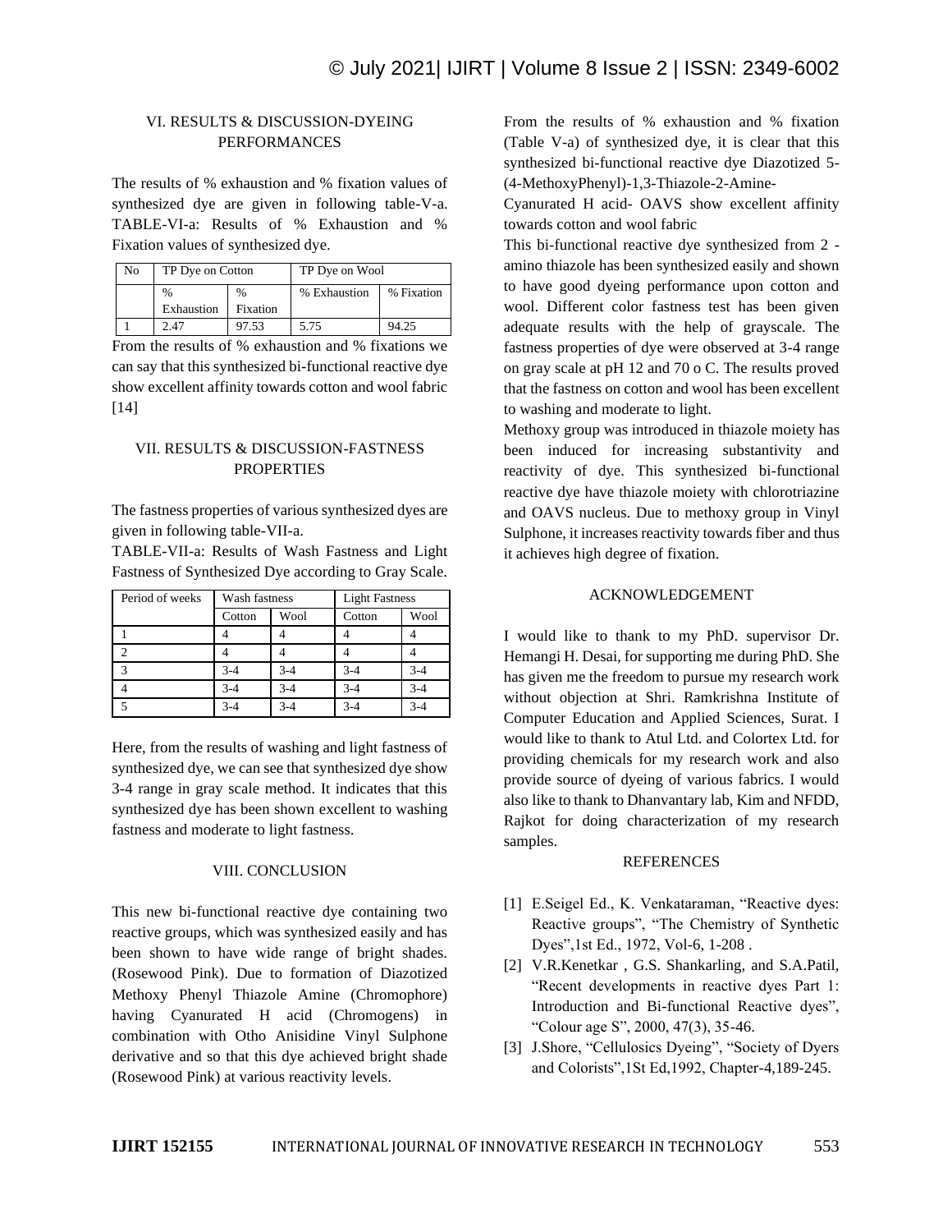## VI. RESULTS & DISCUSSION-DYEING PERFORMANCES

The results of % exhaustion and % fixation values of synthesized dye are given in following table-V-a.
TABLE-VI-a: Results of % Exhaustion and % Fixation values of synthesized dye.

| No | TP Dye on Cotton | | TP Dye on Wool | |
|---|---|---|---|---|
| | % Exhaustion | % Fixation | % Exhaustion | % Fixation |
| 1 | 2.47 | 97.53 | 5.75 | 94.25 |

From the results of % exhaustion and % fixations we can say that this synthesized bi-functional reactive dye show excellent affinity towards cotton and wool fabric [14]

## VII. RESULTS & DISCUSSION-FASTNESS PROPERTIES

The fastness properties of various synthesized dyes are given in following table-VII-a.
TABLE-VII-a: Results of Wash Fastness and Light Fastness of Synthesized Dye according to Gray Scale.

| Period of weeks | Wash fastness | | Light Fastness | |
|---|---|---|---|---|
| | Cotton | Wool | Cotton | Wool |
| 1 | 4 | 4 | 4 | 4 |
| 2 | 4 | 4 | 4 | 4 |
| 3 | 3-4 | 3-4 | 3-4 | 3-4 |
| 4 | 3-4 | 3-4 | 3-4 | 3-4 |
| 5 | 3-4 | 3-4 | 3-4 | 3-4 |

Here, from the results of washing and light fastness of synthesized dye, we can see that synthesized dye show 3-4 range in gray scale method. It indicates that this synthesized dye has been shown excellent to washing fastness and moderate to light fastness.

## VIII. CONCLUSION

This new bi-functional reactive dye containing two reactive groups, which was synthesized easily and has been shown to have wide range of bright shades. (Rosewood Pink). Due to formation of Diazotized Methoxy Phenyl Thiazole Amine (Chromophore) having Cyanurated H acid (Chromogens) in combination with Otho Anisidine Vinyl Sulphone derivative and so that this dye achieved bright shade (Rosewood Pink) at various reactivity levels.

From the results of % exhaustion and % fixation (Table V-a) of synthesized dye, it is clear that this synthesized bi-functional reactive dye Diazotized 5-(4-MethoxyPhenyl)-1,3-Thiazole-2-Amine-Cyanurated H acid- OAVS show excellent affinity towards cotton and wool fabric

This bi-functional reactive dye synthesized from 2 -amino thiazole has been synthesized easily and shown to have good dyeing performance upon cotton and wool. Different color fastness test has been given adequate results with the help of grayscale. The fastness properties of dye were observed at 3-4 range on gray scale at pH 12 and 70 o C. The results proved that the fastness on cotton and wool has been excellent to washing and moderate to light.

Methoxy group was introduced in thiazole moiety has been induced for increasing substantivity and reactivity of dye. This synthesized bi-functional reactive dye have thiazole moiety with chlorotriazine and OAVS nucleus. Due to methoxy group in Vinyl Sulphone, it increases reactivity towards fiber and thus it achieves high degree of fixation.

## ACKNOWLEDGEMENT

I would like to thank to my PhD. supervisor Dr. Hemangi H. Desai, for supporting me during PhD. She has given me the freedom to pursue my research work without objection at Shri. Ramkrishna Institute of Computer Education and Applied Sciences, Surat. I would like to thank to Atul Ltd. and Colortex Ltd. for providing chemicals for my research work and also provide source of dyeing of various fabrics. I would also like to thank to Dhanvantary lab, Kim and NFDD, Rajkot for doing characterization of my research samples.

## REFERENCES

[1] E.Seigel Ed., K. Venkataraman, "Reactive dyes: Reactive groups", "The Chemistry of Synthetic Dyes",1st Ed., 1972, Vol-6, 1-208 .

[2] V.R.Kenetkar , G.S. Shankarling, and S.A.Patil, "Recent developments in reactive dyes Part 1: Introduction and Bi-functional Reactive dyes", "Colour age S", 2000, 47(3), 35-46.

[3] J.Shore, "Cellulosics Dyeing", "Society of Dyers and Colorists",1St Ed,1992, Chapter-4,189-245.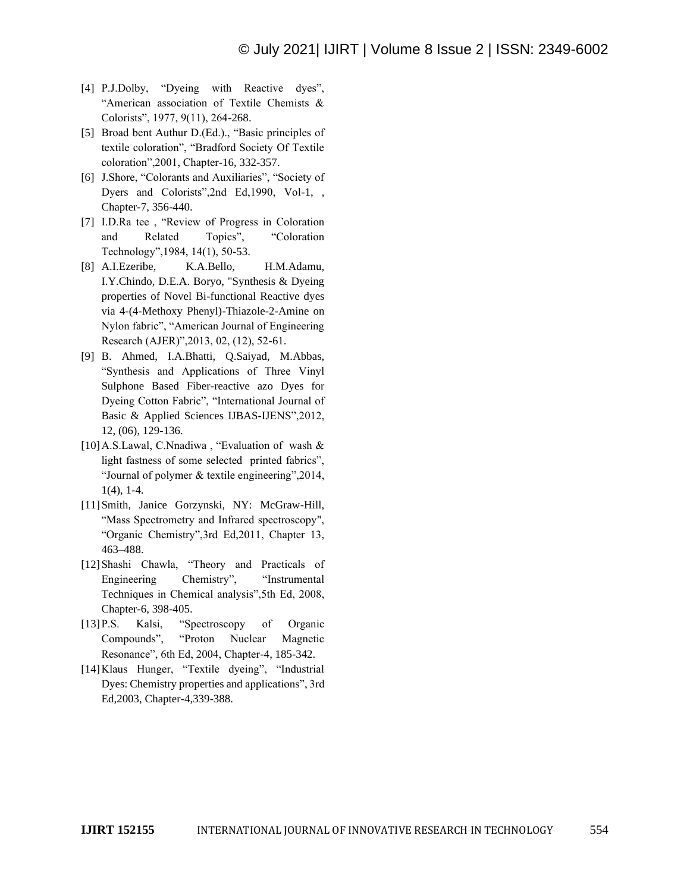[4] P.J.Dolby, "Dyeing with Reactive dyes", "American association of Textile Chemists & Colorists", 1977, 9(11), 264-268.

[5] Broad bent Authur D.(Ed.)., "Basic principles of textile coloration", "Bradford Society Of Textile coloration",2001, Chapter-16, 332-357.

[6] J.Shore, "Colorants and Auxiliaries", "Society of Dyers and Colorists",2nd Ed,1990, Vol-1, , Chapter-7, 356-440.

[7] I.D.Ra tee , "Review of Progress in Coloration and Related Topics", "Coloration Technology",1984, 14(1), 50-53.

[8] A.I.Ezeribe, K.A.Bello, H.M.Adamu, I.Y.Chindo, D.E.A. Boryo, "Synthesis & Dyeing properties of Novel Bi-functional Reactive dyes via 4-(4-Methoxy Phenyl)-Thiazole-2-Amine on Nylon fabric", "American Journal of Engineering Research (AJER)",2013, 02, (12), 52-61.

[9] B. Ahmed, I.A.Bhatti, Q.Saiyad, M.Abbas, "Synthesis and Applications of Three Vinyl Sulphone Based Fiber-reactive azo Dyes for Dyeing Cotton Fabric", "International Journal of Basic & Applied Sciences IJBAS-IJENS",2012, 12, (06), 129-136.

[10] A.S.Lawal, C.Nnadiwa , "Evaluation of wash & light fastness of some selected printed fabrics", "Journal of polymer & textile engineering",2014, 1(4), 1-4.

[11] Smith, Janice Gorzynski, NY: McGraw-Hill, "Mass Spectrometry and Infrared spectroscopy", "Organic Chemistry",3rd Ed,2011, Chapter 13, 463–488.

[12] Shashi Chawla, "Theory and Practicals of Engineering Chemistry", "Instrumental Techniques in Chemical analysis",5th Ed, 2008, Chapter-6, 398-405.

[13] P.S. Kalsi, "Spectroscopy of Organic Compounds", "Proton Nuclear Magnetic Resonance", 6th Ed, 2004, Chapter-4, 185-342.

[14] Klaus Hunger, "Textile dyeing", "Industrial Dyes: Chemistry properties and applications", 3rd Ed,2003, Chapter-4,339-388.